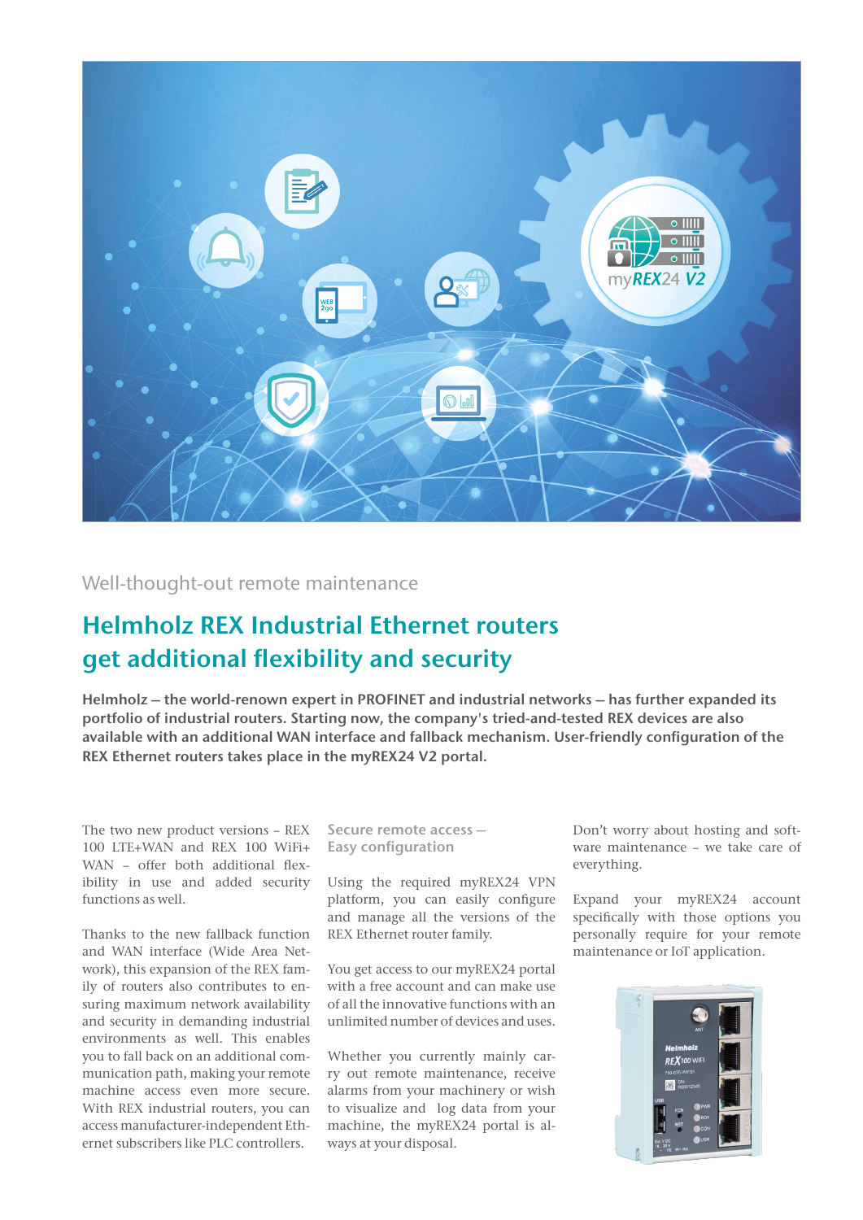Well-thought-out remote maintenance

# Helmholz REX Industrial Ethernet routers get additional flexibility and security

**Helmholz – the world-renown expert in PROFINET and industrial networks – has further expanded its portfolio of industrial routers. Starting now, the company's tried-and-tested REX devices are also available with an additional WAN interface and fallback mechanism. User-friendly configuration of the REX Ethernet routers takes place in the myREX24 V2 portal.**

The two new product versions – REX 100 LTE+WAN and REX 100 WiFi+ WAN – offer both additional flexibility in use and added security functions as well.

Thanks to the new fallback function and WAN interface (Wide Area Network), this expansion of the REX family of routers also contributes to ensuring maximum network availability and security in demanding industrial environments as well. This enables you to fall back on an additional communication path, making your remote machine access even more secure. With REX industrial routers, you can access manufacturer-independent Ethernet subscribers like PLC controllers.

## Secure remote access – Easy configuration

Using the required myREX24 VPN platform, you can easily configure and manage all the versions of the REX Ethernet router family.

You get access to our myREX24 portal with a free account and can make use of all the innovative functions with an unlimited number of devices and uses.

Whether you currently mainly carry out remote maintenance, receive alarms from your machinery or wish to visualize and log data from your machine, the myREX24 portal is always at your disposal.

Don't worry about hosting and software maintenance – we take care of everything.

Expand your myREX24 account specifically with those options you personally require for your remote maintenance or IoT application.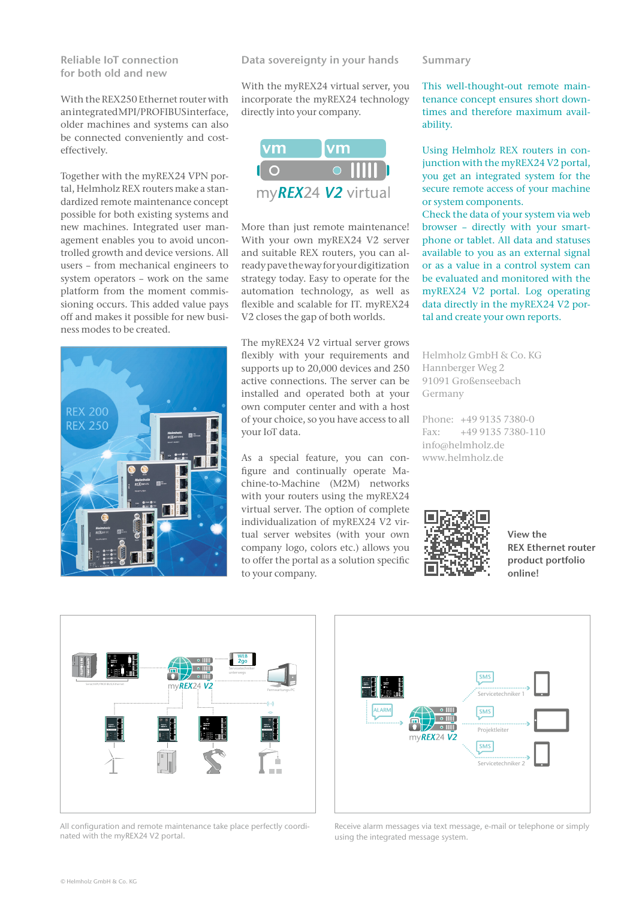## Reliable IoT connection for both old and new

With the REX250 Ethernet router with an integrated MPI/PROFIBUS interface, older machines and systems can also be connected conveniently and cost-effectively.

Together with the myREX24 VPN portal, Helmholz REX routers make a standardized remote maintenance concept possible for both existing systems and new machines. Integrated user management enables you to avoid uncontrolled growth and device versions. All users – from mechanical engineers to system operators – work on the same platform from the moment commissioning occurs. This added value pays off and makes it possible for new business modes to be created.

REX 200
REX 250

## Data sovereignty in your hands

With the myREX24 virtual server, you incorporate the myREX24 technology directly into your company.

vm vm
myREX24 V2 virtual

More than just remote maintenance! With your own myREX24 V2 server and suitable REX routers, you can already pave the way for your digitization strategy today. Easy to operate for the automation technology, as well as flexible and scalable for IT. myREX24 V2 closes the gap of both worlds.

The myREX24 V2 virtual server grows flexibly with your requirements and supports up to 20,000 devices and 250 active connections. The server can be installed and operated both at your own computer center and with a host of your choice, so you have access to all your IoT data.

As a special feature, you can configure and continually operate Machine-to-Machine (M2M) networks with your routers using the myREX24 virtual server. The option of complete individualization of myREX24 V2 virtual server websites (with your own company logo, colors etc.) allows you to offer the portal as a solution specific to your company.

## Summary

This well-thought-out remote maintenance concept ensures short downtimes and therefore maximum availability.

Using Helmholz REX routers in conjunction with the myREX24 V2 portal, you get an integrated system for the secure remote access of your machine or system components.
Check the data of your system via web browser – directly with your smartphone or tablet. All data and statuses available to you as an external signal or as a value in a control system can be evaluated and monitored with the myREX24 V2 portal. Log operating data directly in the myREX24 V2 portal and create your own reports.

Helmholz GmbH & Co. KG
Hannberger Weg 2
91091 Großenseebach
Germany

Phone: +49 9135 7380-0
Fax: +49 9135 7380-110
info@helmholz.de
www.helmholz.de

**View the REX Ethernet router product portfolio online!**

myREX24 V2
WEB 2go

All configuration and remote maintenance take place perfectly coordinated with the myREX24 V2 portal.

ALARM
myREX24 V2
SMS
Servicetechniker 1
SMS
Projektleiter
SMS
Servicetechniker 2

Receive alarm messages via text message, e-mail or telephone or simply using the integrated message system.

© Helmholz GmbH & Co. KG